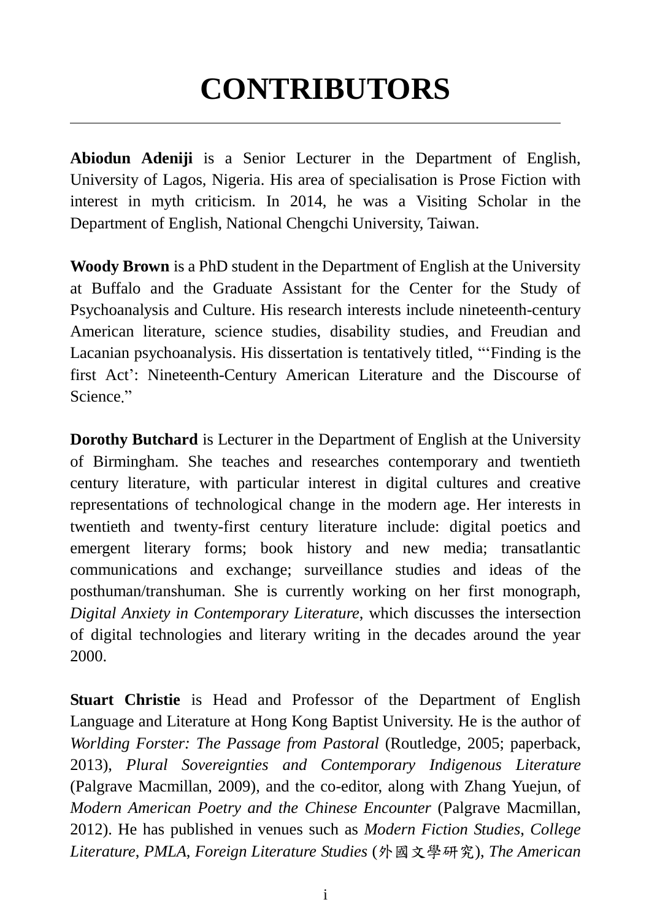# CONTRIBUTORS

**Abiodun Adeniji** is a Senior Lecturer in the Department of English, University of Lagos, Nigeria. His area of specialisation is Prose Fiction with interest in myth criticism. In 2014, he was a Visiting Scholar in the Department of English, National Chengchi University, Taiwan.

**Woody Brown** is a PhD student in the Department of English at the University at Buffalo and the Graduate Assistant for the Center for the Study of Psychoanalysis and Culture. His research interests include nineteenth-century American literature, science studies, disability studies, and Freudian and Lacanian psychoanalysis. His dissertation is tentatively titled, "'Finding is the first Act': Nineteenth-Century American Literature and the Discourse of Science."

**Dorothy Butchard** is Lecturer in the Department of English at the University of Birmingham. She teaches and researches contemporary and twentieth century literature, with particular interest in digital cultures and creative representations of technological change in the modern age. Her interests in twentieth and twenty-first century literature include: digital poetics and emergent literary forms; book history and new media; transatlantic communications and exchange; surveillance studies and ideas of the posthuman/transhuman. She is currently working on her first monograph, *Digital Anxiety in Contemporary Literature*, which discusses the intersection of digital technologies and literary writing in the decades around the year 2000.

**Stuart Christie** is Head and Professor of the Department of English Language and Literature at Hong Kong Baptist University. He is the author of *Worlding Forster: The Passage from Pastoral* (Routledge, 2005; paperback, 2013), *Plural Sovereignties and Contemporary Indigenous Literature* (Palgrave Macmillan, 2009), and the co-editor, along with Zhang Yuejun, of *Modern American Poetry and the Chinese Encounter* (Palgrave Macmillan, 2012). He has published in venues such as *Modern Fiction Studies*, *College Literature*, *PMLA*, *Foreign Literature Studies* (外國文學研究), *The American*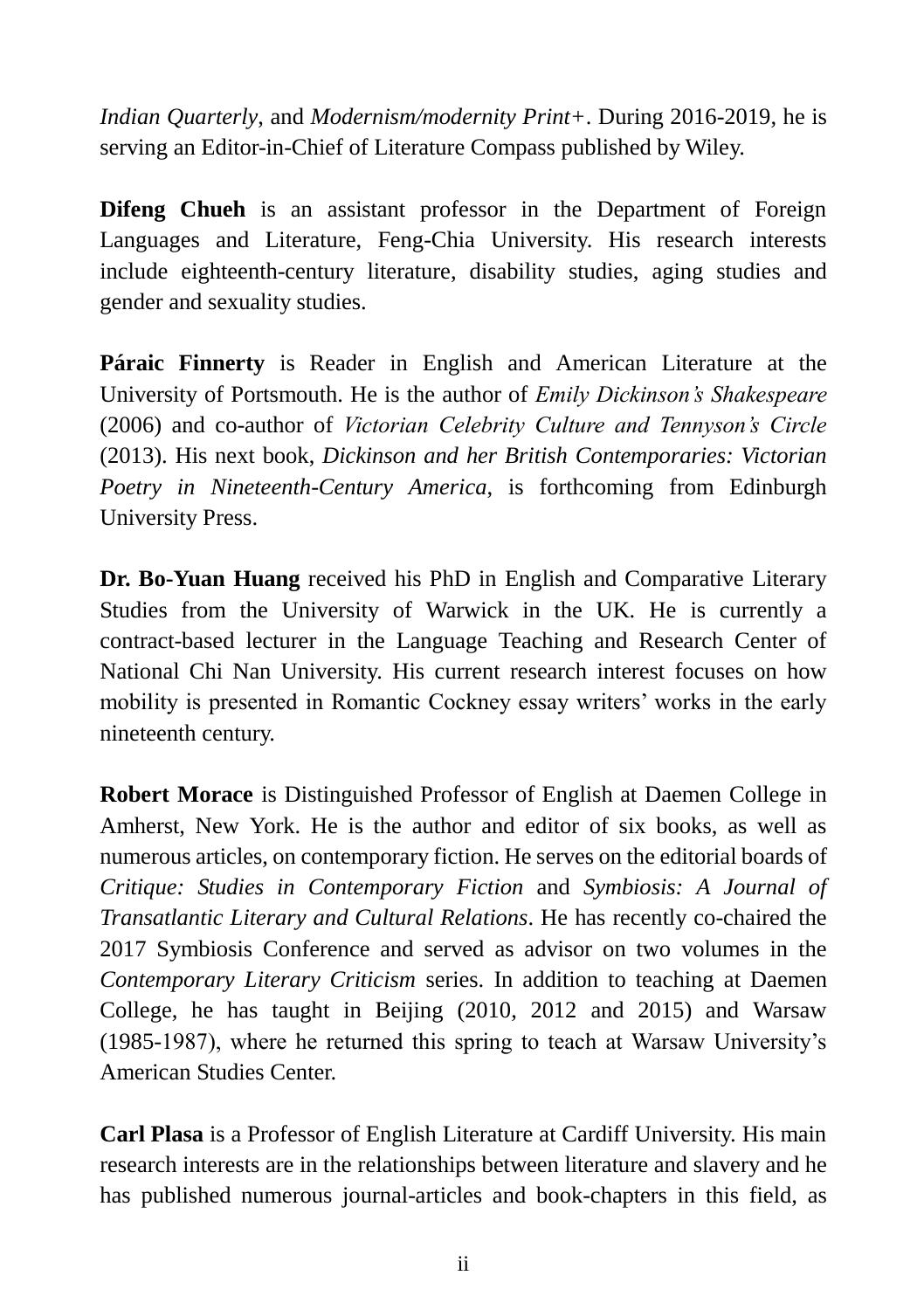*Indian Quarterly*, and *Modernism/modernity Print+*. During 2016-2019, he is serving an Editor-in-Chief of Literature Compass published by Wiley.

**Difeng Chueh** is an assistant professor in the Department of Foreign Languages and Literature, Feng-Chia University. His research interests include eighteenth-century literature, disability studies, aging studies and gender and sexuality studies.

**Páraic Finnerty** is Reader in English and American Literature at the University of Portsmouth. He is the author of *Emily Dickinson's Shakespeare* (2006) and co-author of *Victorian Celebrity Culture and Tennyson's Circle* (2013). His next book, *Dickinson and her British Contemporaries: Victorian Poetry in Nineteenth-Century America*, is forthcoming from Edinburgh University Press.

**Dr. Bo-Yuan Huang** received his PhD in English and Comparative Literary Studies from the University of Warwick in the UK. He is currently a contract-based lecturer in the Language Teaching and Research Center of National Chi Nan University. His current research interest focuses on how mobility is presented in Romantic Cockney essay writers' works in the early nineteenth century.

**Robert Morace** is Distinguished Professor of English at Daemen College in Amherst, New York. He is the author and editor of six books, as well as numerous articles, on contemporary fiction. He serves on the editorial boards of *Critique: Studies in Contemporary Fiction* and *Symbiosis: A Journal of Transatlantic Literary and Cultural Relations*. He has recently co-chaired the 2017 Symbiosis Conference and served as advisor on two volumes in the *Contemporary Literary Criticism* series. In addition to teaching at Daemen College, he has taught in Beijing (2010, 2012 and 2015) and Warsaw (1985-1987), where he returned this spring to teach at Warsaw University's American Studies Center.

**Carl Plasa** is a Professor of English Literature at Cardiff University. His main research interests are in the relationships between literature and slavery and he has published numerous journal-articles and book-chapters in this field, as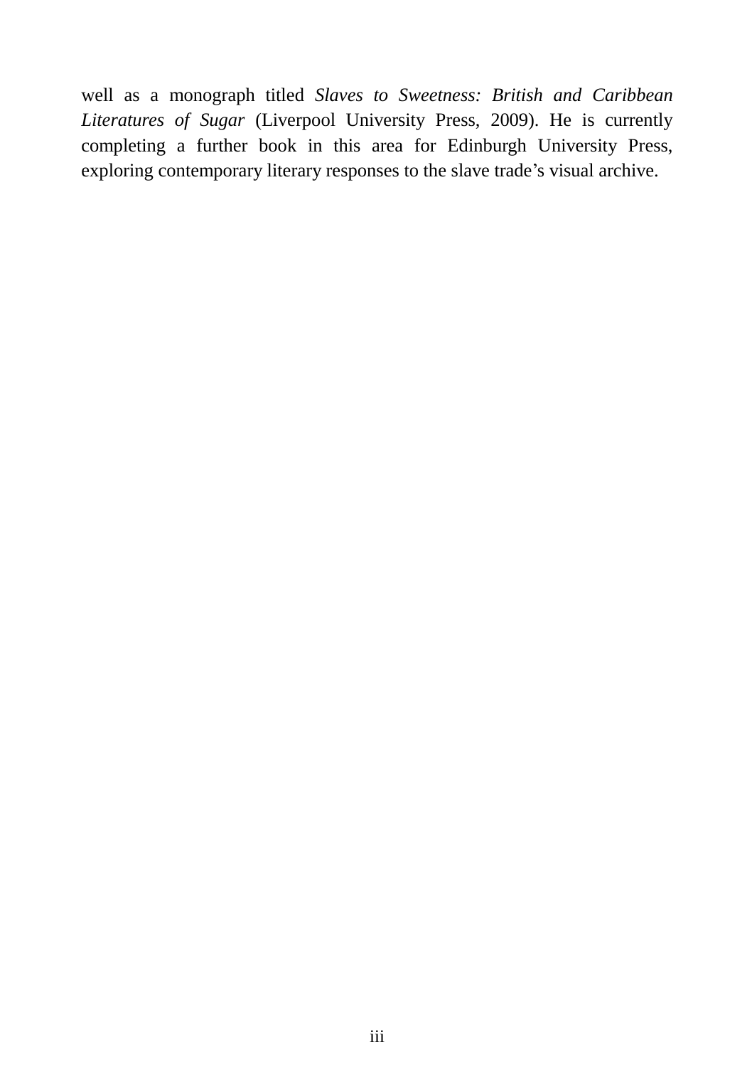well as a monograph titled *Slaves to Sweetness: British and Caribbean Literatures of Sugar* (Liverpool University Press, 2009). He is currently completing a further book in this area for Edinburgh University Press, exploring contemporary literary responses to the slave trade's visual archive.